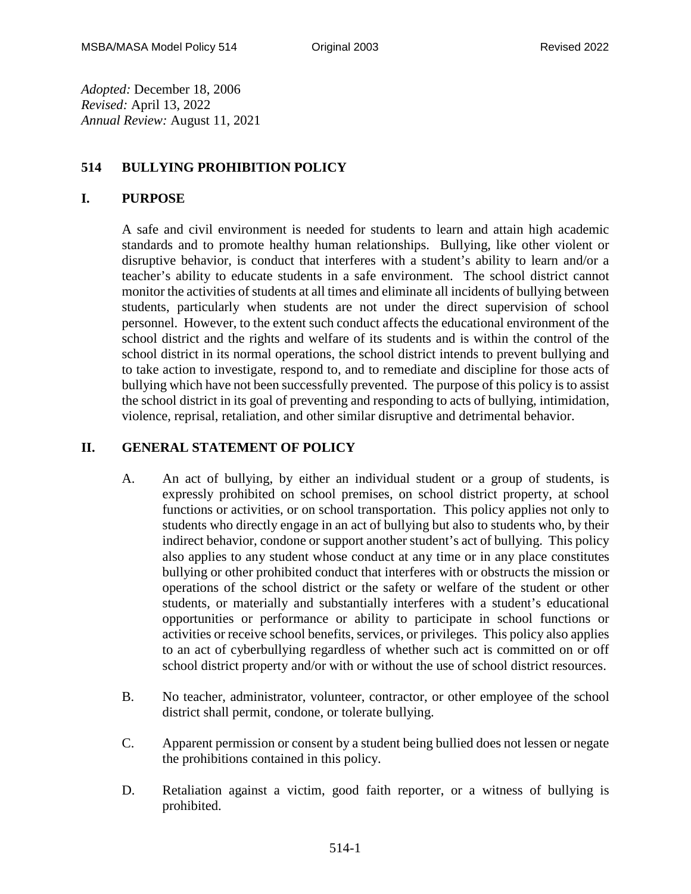*Adopted:* December 18, 2006
*Revised:* April 13, 2022
*Annual Review:* August 11, 2021

# 514 BULLYING PROHIBITION POLICY

## I. PURPOSE

A safe and civil environment is needed for students to learn and attain high academic standards and to promote healthy human relationships. Bullying, like other violent or disruptive behavior, is conduct that interferes with a student's ability to learn and/or a teacher's ability to educate students in a safe environment. The school district cannot monitor the activities of students at all times and eliminate all incidents of bullying between students, particularly when students are not under the direct supervision of school personnel. However, to the extent such conduct affects the educational environment of the school district and the rights and welfare of its students and is within the control of the school district in its normal operations, the school district intends to prevent bullying and to take action to investigate, respond to, and to remediate and discipline for those acts of bullying which have not been successfully prevented. The purpose of this policy is to assist the school district in its goal of preventing and responding to acts of bullying, intimidation, violence, reprisal, retaliation, and other similar disruptive and detrimental behavior.

## II. GENERAL STATEMENT OF POLICY

A. An act of bullying, by either an individual student or a group of students, is expressly prohibited on school premises, on school district property, at school functions or activities, or on school transportation. This policy applies not only to students who directly engage in an act of bullying but also to students who, by their indirect behavior, condone or support another student's act of bullying. This policy also applies to any student whose conduct at any time or in any place constitutes bullying or other prohibited conduct that interferes with or obstructs the mission or operations of the school district or the safety or welfare of the student or other students, or materially and substantially interferes with a student's educational opportunities or performance or ability to participate in school functions or activities or receive school benefits, services, or privileges. This policy also applies to an act of cyberbullying regardless of whether such act is committed on or off school district property and/or with or without the use of school district resources.

B. No teacher, administrator, volunteer, contractor, or other employee of the school district shall permit, condone, or tolerate bullying.

C. Apparent permission or consent by a student being bullied does not lessen or negate the prohibitions contained in this policy.

D. Retaliation against a victim, good faith reporter, or a witness of bullying is prohibited.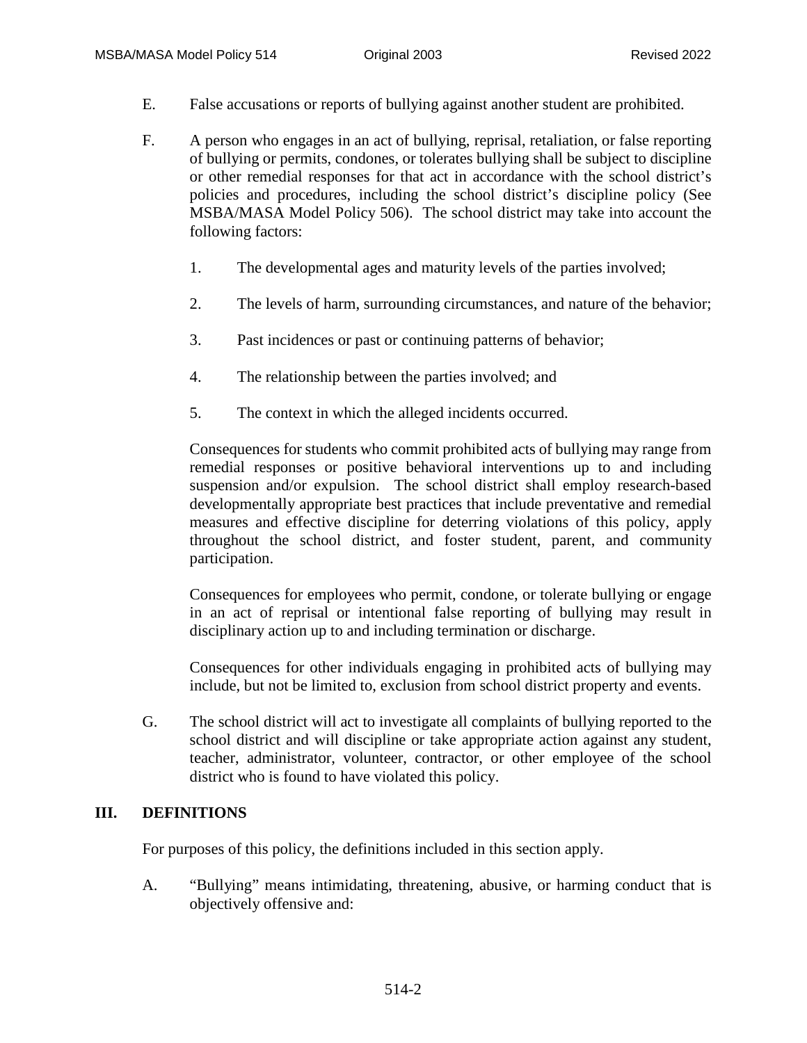E. False accusations or reports of bullying against another student are prohibited.

F. A person who engages in an act of bullying, reprisal, retaliation, or false reporting of bullying or permits, condones, or tolerates bullying shall be subject to discipline or other remedial responses for that act in accordance with the school district's policies and procedures, including the school district's discipline policy (See MSBA/MASA Model Policy 506). The school district may take into account the following factors:

   1. The developmental ages and maturity levels of the parties involved;

   2. The levels of harm, surrounding circumstances, and nature of the behavior;

   3. Past incidences or past or continuing patterns of behavior;

   4. The relationship between the parties involved; and

   5. The context in which the alleged incidents occurred.

   Consequences for students who commit prohibited acts of bullying may range from remedial responses or positive behavioral interventions up to and including suspension and/or expulsion. The school district shall employ research-based developmentally appropriate best practices that include preventative and remedial measures and effective discipline for deterring violations of this policy, apply throughout the school district, and foster student, parent, and community participation.

   Consequences for employees who permit, condone, or tolerate bullying or engage in an act of reprisal or intentional false reporting of bullying may result in disciplinary action up to and including termination or discharge.

   Consequences for other individuals engaging in prohibited acts of bullying may include, but not be limited to, exclusion from school district property and events.

G. The school district will act to investigate all complaints of bullying reported to the school district and will discipline or take appropriate action against any student, teacher, administrator, volunteer, contractor, or other employee of the school district who is found to have violated this policy.

## III. DEFINITIONS

For purposes of this policy, the definitions included in this section apply.

A. "Bullying" means intimidating, threatening, abusive, or harming conduct that is objectively offensive and: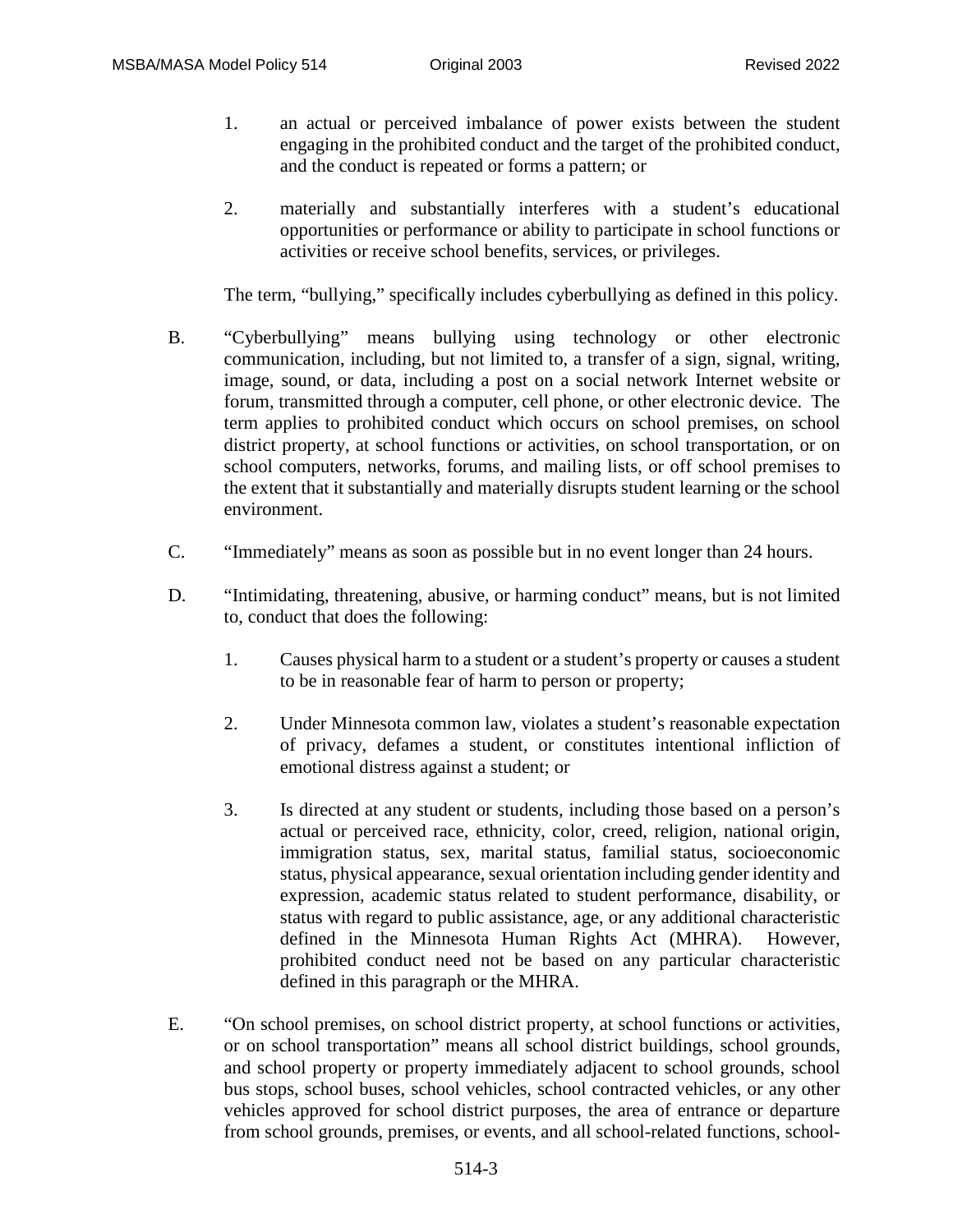1. an actual or perceived imbalance of power exists between the student engaging in the prohibited conduct and the target of the prohibited conduct, and the conduct is repeated or forms a pattern; or

2. materially and substantially interferes with a student's educational opportunities or performance or ability to participate in school functions or activities or receive school benefits, services, or privileges.

The term, "bullying," specifically includes cyberbullying as defined in this policy.

B. "Cyberbullying" means bullying using technology or other electronic communication, including, but not limited to, a transfer of a sign, signal, writing, image, sound, or data, including a post on a social network Internet website or forum, transmitted through a computer, cell phone, or other electronic device. The term applies to prohibited conduct which occurs on school premises, on school district property, at school functions or activities, on school transportation, or on school computers, networks, forums, and mailing lists, or off school premises to the extent that it substantially and materially disrupts student learning or the school environment.

C. "Immediately" means as soon as possible but in no event longer than 24 hours.

D. "Intimidating, threatening, abusive, or harming conduct" means, but is not limited to, conduct that does the following:

1. Causes physical harm to a student or a student's property or causes a student to be in reasonable fear of harm to person or property;

2. Under Minnesota common law, violates a student's reasonable expectation of privacy, defames a student, or constitutes intentional infliction of emotional distress against a student; or

3. Is directed at any student or students, including those based on a person's actual or perceived race, ethnicity, color, creed, religion, national origin, immigration status, sex, marital status, familial status, socioeconomic status, physical appearance, sexual orientation including gender identity and expression, academic status related to student performance, disability, or status with regard to public assistance, age, or any additional characteristic defined in the Minnesota Human Rights Act (MHRA). However, prohibited conduct need not be based on any particular characteristic defined in this paragraph or the MHRA.

E. "On school premises, on school district property, at school functions or activities, or on school transportation" means all school district buildings, school grounds, and school property or property immediately adjacent to school grounds, school bus stops, school buses, school vehicles, school contracted vehicles, or any other vehicles approved for school district purposes, the area of entrance or departure from school grounds, premises, or events, and all school-related functions, school-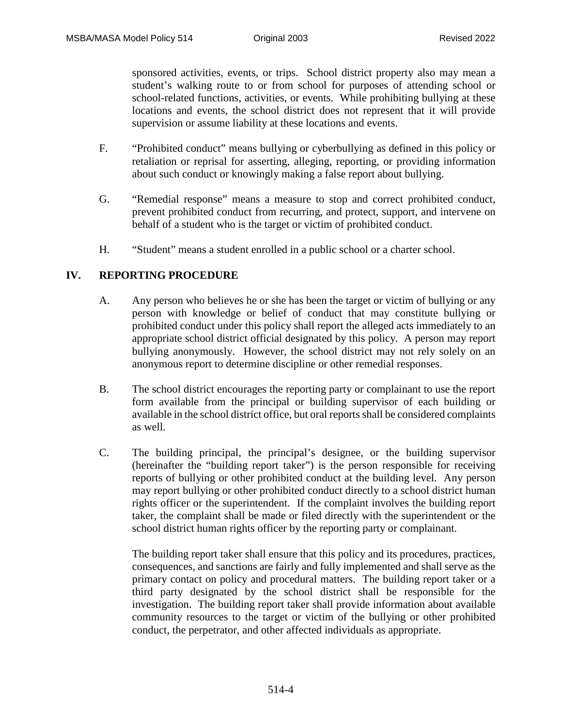sponsored activities, events, or trips. School district property also may mean a student's walking route to or from school for purposes of attending school or school-related functions, activities, or events. While prohibiting bullying at these locations and events, the school district does not represent that it will provide supervision or assume liability at these locations and events.

F. "Prohibited conduct" means bullying or cyberbullying as defined in this policy or retaliation or reprisal for asserting, alleging, reporting, or providing information about such conduct or knowingly making a false report about bullying.

G. "Remedial response" means a measure to stop and correct prohibited conduct, prevent prohibited conduct from recurring, and protect, support, and intervene on behalf of a student who is the target or victim of prohibited conduct.

H. "Student" means a student enrolled in a public school or a charter school.

## IV. REPORTING PROCEDURE

A. Any person who believes he or she has been the target or victim of bullying or any person with knowledge or belief of conduct that may constitute bullying or prohibited conduct under this policy shall report the alleged acts immediately to an appropriate school district official designated by this policy. A person may report bullying anonymously. However, the school district may not rely solely on an anonymous report to determine discipline or other remedial responses.

B. The school district encourages the reporting party or complainant to use the report form available from the principal or building supervisor of each building or available in the school district office, but oral reports shall be considered complaints as well.

C. The building principal, the principal's designee, or the building supervisor (hereinafter the "building report taker") is the person responsible for receiving reports of bullying or other prohibited conduct at the building level. Any person may report bullying or other prohibited conduct directly to a school district human rights officer or the superintendent. If the complaint involves the building report taker, the complaint shall be made or filed directly with the superintendent or the school district human rights officer by the reporting party or complainant.

The building report taker shall ensure that this policy and its procedures, practices, consequences, and sanctions are fairly and fully implemented and shall serve as the primary contact on policy and procedural matters. The building report taker or a third party designated by the school district shall be responsible for the investigation. The building report taker shall provide information about available community resources to the target or victim of the bullying or other prohibited conduct, the perpetrator, and other affected individuals as appropriate.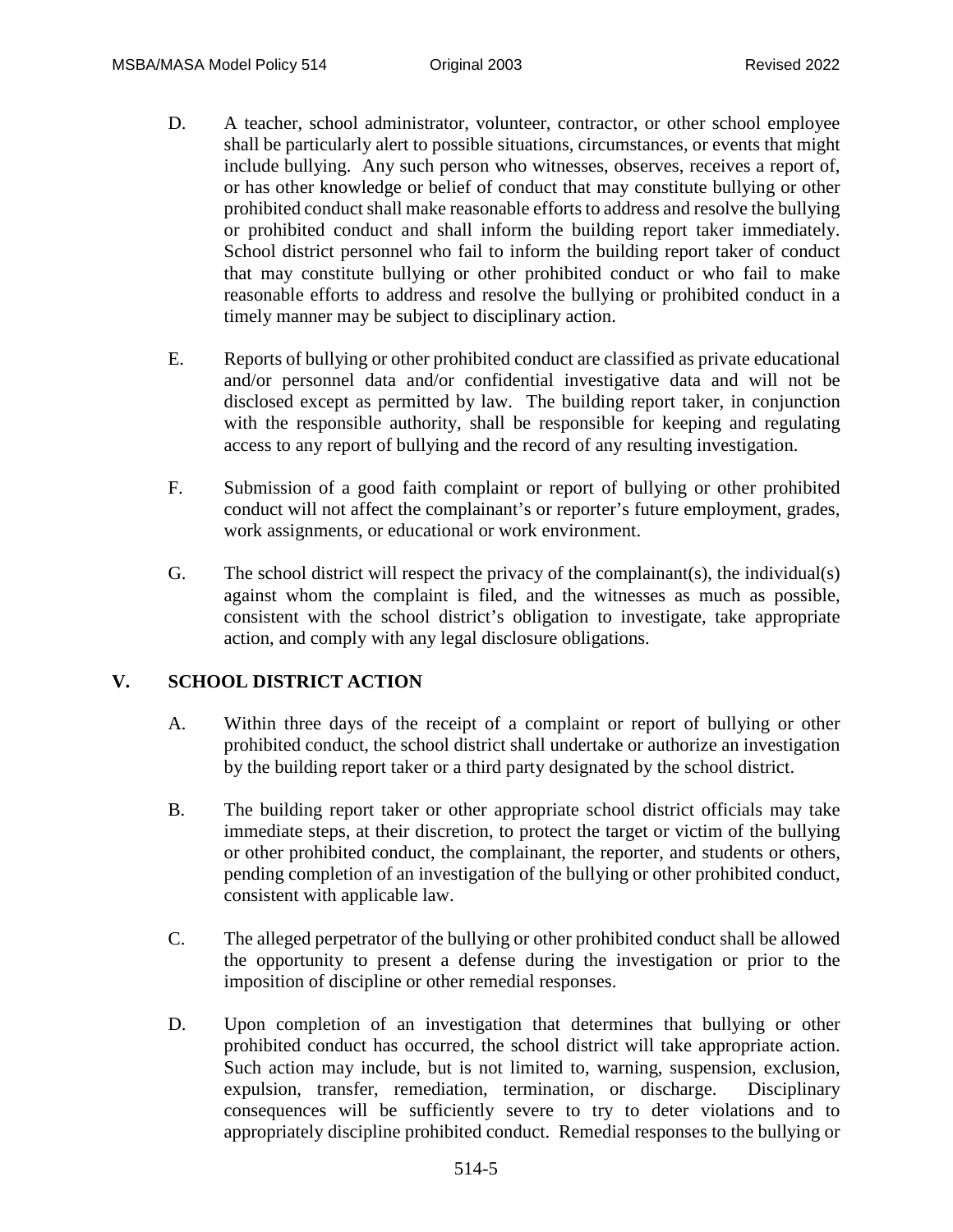D. A teacher, school administrator, volunteer, contractor, or other school employee shall be particularly alert to possible situations, circumstances, or events that might include bullying. Any such person who witnesses, observes, receives a report of, or has other knowledge or belief of conduct that may constitute bullying or other prohibited conduct shall make reasonable efforts to address and resolve the bullying or prohibited conduct and shall inform the building report taker immediately. School district personnel who fail to inform the building report taker of conduct that may constitute bullying or other prohibited conduct or who fail to make reasonable efforts to address and resolve the bullying or prohibited conduct in a timely manner may be subject to disciplinary action.

E. Reports of bullying or other prohibited conduct are classified as private educational and/or personnel data and/or confidential investigative data and will not be disclosed except as permitted by law. The building report taker, in conjunction with the responsible authority, shall be responsible for keeping and regulating access to any report of bullying and the record of any resulting investigation.

F. Submission of a good faith complaint or report of bullying or other prohibited conduct will not affect the complainant's or reporter's future employment, grades, work assignments, or educational or work environment.

G. The school district will respect the privacy of the complainant(s), the individual(s) against whom the complaint is filed, and the witnesses as much as possible, consistent with the school district's obligation to investigate, take appropriate action, and comply with any legal disclosure obligations.

## V. SCHOOL DISTRICT ACTION

A. Within three days of the receipt of a complaint or report of bullying or other prohibited conduct, the school district shall undertake or authorize an investigation by the building report taker or a third party designated by the school district.

B. The building report taker or other appropriate school district officials may take immediate steps, at their discretion, to protect the target or victim of the bullying or other prohibited conduct, the complainant, the reporter, and students or others, pending completion of an investigation of the bullying or other prohibited conduct, consistent with applicable law.

C. The alleged perpetrator of the bullying or other prohibited conduct shall be allowed the opportunity to present a defense during the investigation or prior to the imposition of discipline or other remedial responses.

D. Upon completion of an investigation that determines that bullying or other prohibited conduct has occurred, the school district will take appropriate action. Such action may include, but is not limited to, warning, suspension, exclusion, expulsion, transfer, remediation, termination, or discharge. Disciplinary consequences will be sufficiently severe to try to deter violations and to appropriately discipline prohibited conduct. Remedial responses to the bullying or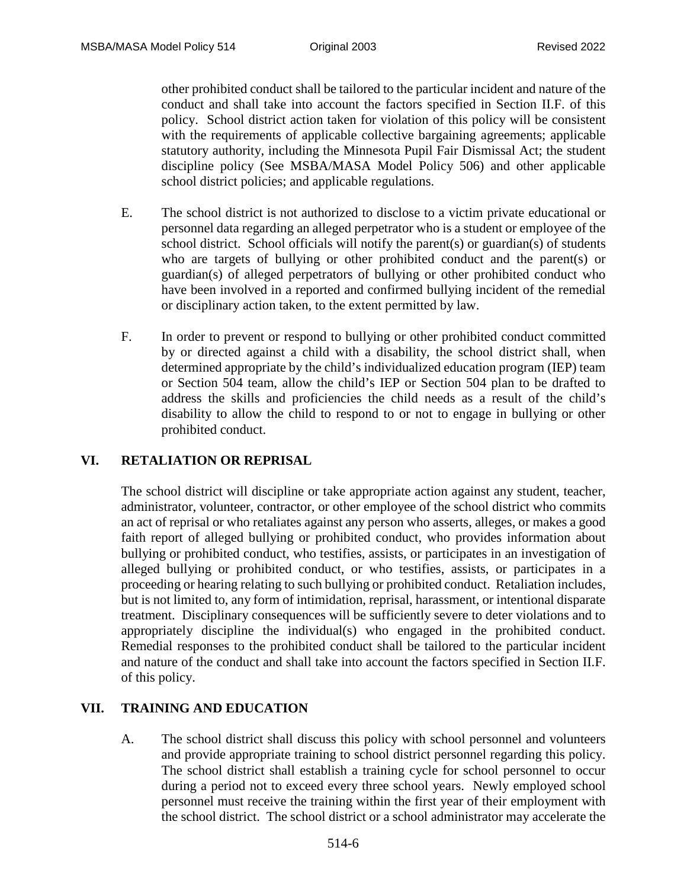other prohibited conduct shall be tailored to the particular incident and nature of the conduct and shall take into account the factors specified in Section II.F. of this policy. School district action taken for violation of this policy will be consistent with the requirements of applicable collective bargaining agreements; applicable statutory authority, including the Minnesota Pupil Fair Dismissal Act; the student discipline policy (See MSBA/MASA Model Policy 506) and other applicable school district policies; and applicable regulations.

E. The school district is not authorized to disclose to a victim private educational or personnel data regarding an alleged perpetrator who is a student or employee of the school district. School officials will notify the parent(s) or guardian(s) of students who are targets of bullying or other prohibited conduct and the parent(s) or guardian(s) of alleged perpetrators of bullying or other prohibited conduct who have been involved in a reported and confirmed bullying incident of the remedial or disciplinary action taken, to the extent permitted by law.

F. In order to prevent or respond to bullying or other prohibited conduct committed by or directed against a child with a disability, the school district shall, when determined appropriate by the child's individualized education program (IEP) team or Section 504 team, allow the child's IEP or Section 504 plan to be drafted to address the skills and proficiencies the child needs as a result of the child's disability to allow the child to respond to or not to engage in bullying or other prohibited conduct.

## VI. RETALIATION OR REPRISAL

The school district will discipline or take appropriate action against any student, teacher, administrator, volunteer, contractor, or other employee of the school district who commits an act of reprisal or who retaliates against any person who asserts, alleges, or makes a good faith report of alleged bullying or prohibited conduct, who provides information about bullying or prohibited conduct, who testifies, assists, or participates in an investigation of alleged bullying or prohibited conduct, or who testifies, assists, or participates in a proceeding or hearing relating to such bullying or prohibited conduct. Retaliation includes, but is not limited to, any form of intimidation, reprisal, harassment, or intentional disparate treatment. Disciplinary consequences will be sufficiently severe to deter violations and to appropriately discipline the individual(s) who engaged in the prohibited conduct. Remedial responses to the prohibited conduct shall be tailored to the particular incident and nature of the conduct and shall take into account the factors specified in Section II.F. of this policy.

## VII. TRAINING AND EDUCATION

A. The school district shall discuss this policy with school personnel and volunteers and provide appropriate training to school district personnel regarding this policy. The school district shall establish a training cycle for school personnel to occur during a period not to exceed every three school years. Newly employed school personnel must receive the training within the first year of their employment with the school district. The school district or a school administrator may accelerate the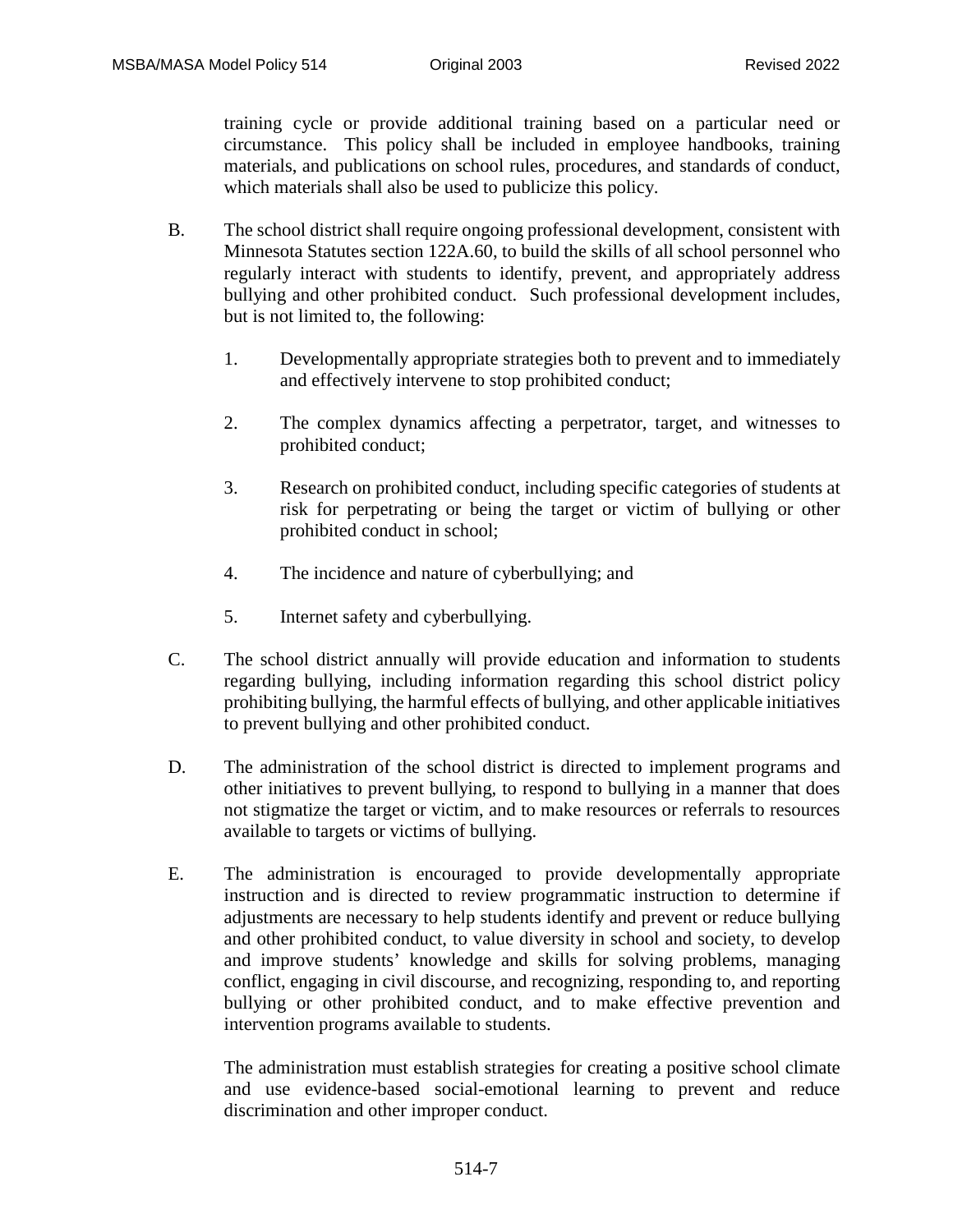training cycle or provide additional training based on a particular need or circumstance. This policy shall be included in employee handbooks, training materials, and publications on school rules, procedures, and standards of conduct, which materials shall also be used to publicize this policy.

B. The school district shall require ongoing professional development, consistent with Minnesota Statutes section 122A.60, to build the skills of all school personnel who regularly interact with students to identify, prevent, and appropriately address bullying and other prohibited conduct. Such professional development includes, but is not limited to, the following:

   1. Developmentally appropriate strategies both to prevent and to immediately and effectively intervene to stop prohibited conduct;

   2. The complex dynamics affecting a perpetrator, target, and witnesses to prohibited conduct;

   3. Research on prohibited conduct, including specific categories of students at risk for perpetrating or being the target or victim of bullying or other prohibited conduct in school;

   4. The incidence and nature of cyberbullying; and

   5. Internet safety and cyberbullying.

C. The school district annually will provide education and information to students regarding bullying, including information regarding this school district policy prohibiting bullying, the harmful effects of bullying, and other applicable initiatives to prevent bullying and other prohibited conduct.

D. The administration of the school district is directed to implement programs and other initiatives to prevent bullying, to respond to bullying in a manner that does not stigmatize the target or victim, and to make resources or referrals to resources available to targets or victims of bullying.

E. The administration is encouraged to provide developmentally appropriate instruction and is directed to review programmatic instruction to determine if adjustments are necessary to help students identify and prevent or reduce bullying and other prohibited conduct, to value diversity in school and society, to develop and improve students' knowledge and skills for solving problems, managing conflict, engaging in civil discourse, and recognizing, responding to, and reporting bullying or other prohibited conduct, and to make effective prevention and intervention programs available to students.

   The administration must establish strategies for creating a positive school climate and use evidence-based social-emotional learning to prevent and reduce discrimination and other improper conduct.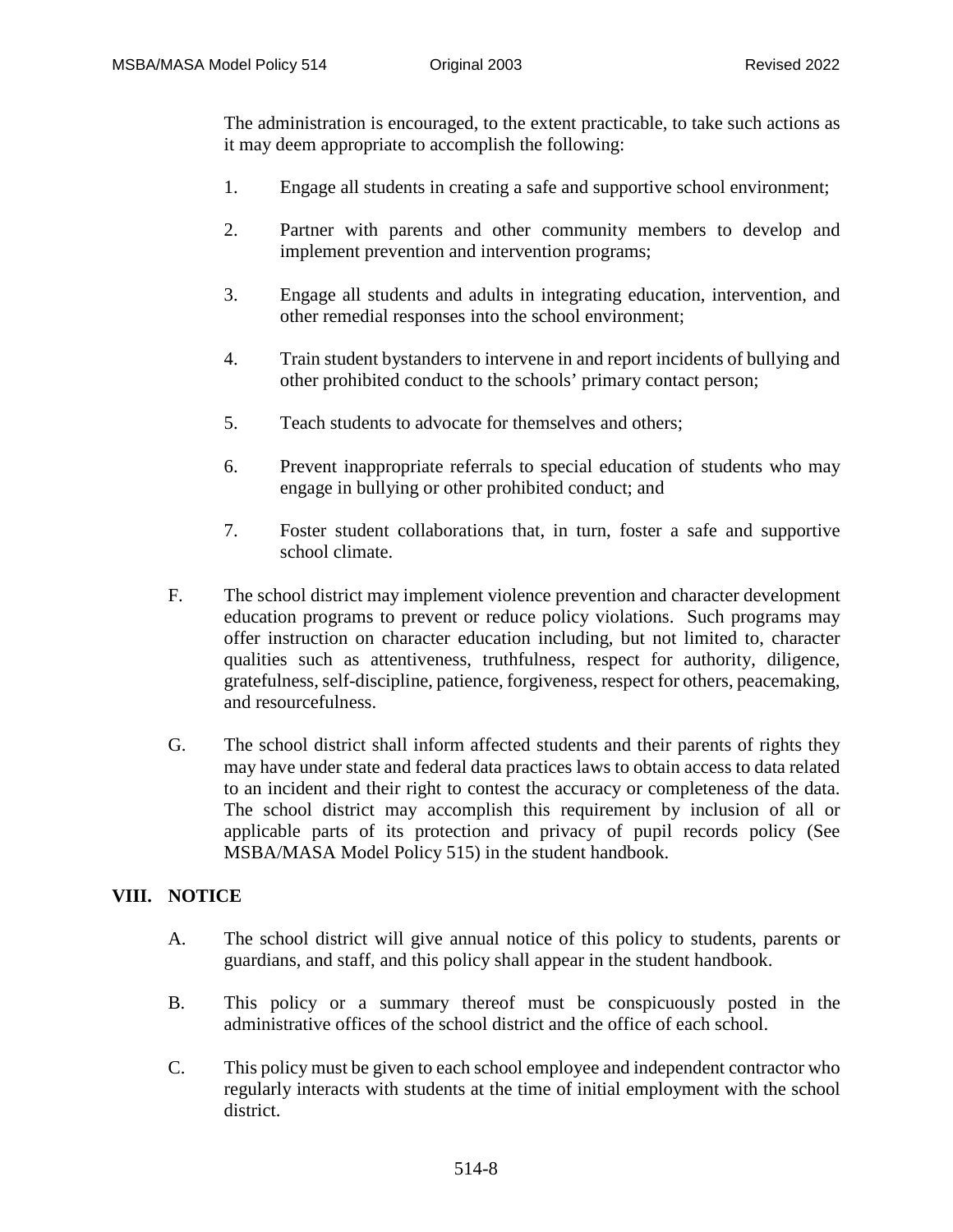The administration is encouraged, to the extent practicable, to take such actions as it may deem appropriate to accomplish the following:

1. Engage all students in creating a safe and supportive school environment;

2. Partner with parents and other community members to develop and implement prevention and intervention programs;

3. Engage all students and adults in integrating education, intervention, and other remedial responses into the school environment;

4. Train student bystanders to intervene in and report incidents of bullying and other prohibited conduct to the schools' primary contact person;

5. Teach students to advocate for themselves and others;

6. Prevent inappropriate referrals to special education of students who may engage in bullying or other prohibited conduct; and

7. Foster student collaborations that, in turn, foster a safe and supportive school climate.

F. The school district may implement violence prevention and character development education programs to prevent or reduce policy violations. Such programs may offer instruction on character education including, but not limited to, character qualities such as attentiveness, truthfulness, respect for authority, diligence, gratefulness, self-discipline, patience, forgiveness, respect for others, peacemaking, and resourcefulness.

G. The school district shall inform affected students and their parents of rights they may have under state and federal data practices laws to obtain access to data related to an incident and their right to contest the accuracy or completeness of the data. The school district may accomplish this requirement by inclusion of all or applicable parts of its protection and privacy of pupil records policy (See MSBA/MASA Model Policy 515) in the student handbook.

## VIII. NOTICE

A. The school district will give annual notice of this policy to students, parents or guardians, and staff, and this policy shall appear in the student handbook.

B. This policy or a summary thereof must be conspicuously posted in the administrative offices of the school district and the office of each school.

C. This policy must be given to each school employee and independent contractor who regularly interacts with students at the time of initial employment with the school district.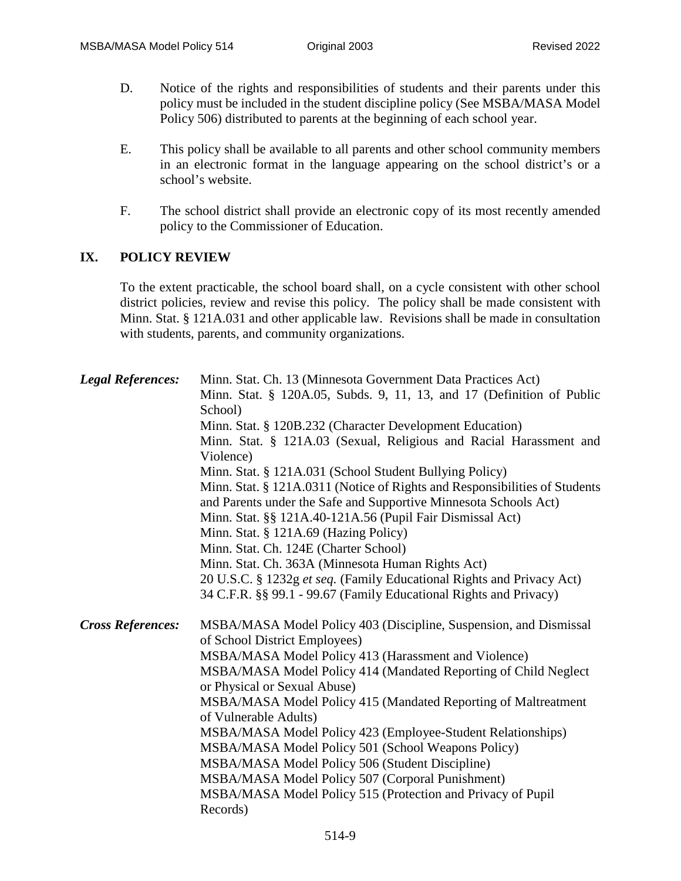D. Notice of the rights and responsibilities of students and their parents under this policy must be included in the student discipline policy (See MSBA/MASA Model Policy 506) distributed to parents at the beginning of each school year.

E. This policy shall be available to all parents and other school community members in an electronic format in the language appearing on the school district's or a school's website.

F. The school district shall provide an electronic copy of its most recently amended policy to the Commissioner of Education.

## IX. POLICY REVIEW

To the extent practicable, the school board shall, on a cycle consistent with other school district policies, review and revise this policy. The policy shall be made consistent with Minn. Stat. § 121A.031 and other applicable law. Revisions shall be made in consultation with students, parents, and community organizations.

***Legal References:***

Minn. Stat. Ch. 13 (Minnesota Government Data Practices Act)
Minn. Stat. § 120A.05, Subds. 9, 11, 13, and 17 (Definition of Public School)
Minn. Stat. § 120B.232 (Character Development Education)
Minn. Stat. § 121A.03 (Sexual, Religious and Racial Harassment and Violence)
Minn. Stat. § 121A.031 (School Student Bullying Policy)
Minn. Stat. § 121A.0311 (Notice of Rights and Responsibilities of Students and Parents under the Safe and Supportive Minnesota Schools Act)
Minn. Stat. §§ 121A.40-121A.56 (Pupil Fair Dismissal Act)
Minn. Stat. § 121A.69 (Hazing Policy)
Minn. Stat. Ch. 124E (Charter School)
Minn. Stat. Ch. 363A (Minnesota Human Rights Act)
20 U.S.C. § 1232g *et seq.* (Family Educational Rights and Privacy Act)
34 C.F.R. §§ 99.1 - 99.67 (Family Educational Rights and Privacy)

***Cross References:***

MSBA/MASA Model Policy 403 (Discipline, Suspension, and Dismissal of School District Employees)
MSBA/MASA Model Policy 413 (Harassment and Violence)
MSBA/MASA Model Policy 414 (Mandated Reporting of Child Neglect or Physical or Sexual Abuse)
MSBA/MASA Model Policy 415 (Mandated Reporting of Maltreatment of Vulnerable Adults)
MSBA/MASA Model Policy 423 (Employee-Student Relationships)
MSBA/MASA Model Policy 501 (School Weapons Policy)
MSBA/MASA Model Policy 506 (Student Discipline)
MSBA/MASA Model Policy 507 (Corporal Punishment)
MSBA/MASA Model Policy 515 (Protection and Privacy of Pupil Records)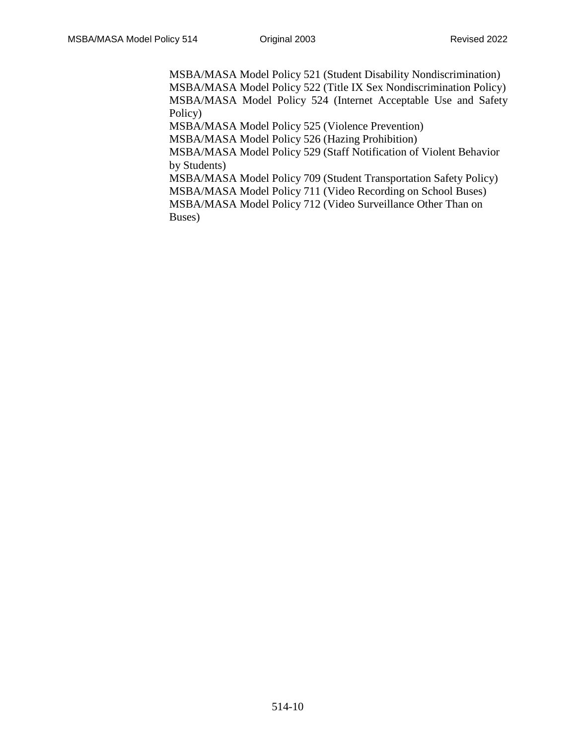MSBA/MASA Model Policy 521 (Student Disability Nondiscrimination)
MSBA/MASA Model Policy 522 (Title IX Sex Nondiscrimination Policy)
MSBA/MASA Model Policy 524 (Internet Acceptable Use and Safety Policy)
MSBA/MASA Model Policy 525 (Violence Prevention)
MSBA/MASA Model Policy 526 (Hazing Prohibition)
MSBA/MASA Model Policy 529 (Staff Notification of Violent Behavior by Students)
MSBA/MASA Model Policy 709 (Student Transportation Safety Policy)
MSBA/MASA Model Policy 711 (Video Recording on School Buses)
MSBA/MASA Model Policy 712 (Video Surveillance Other Than on Buses)